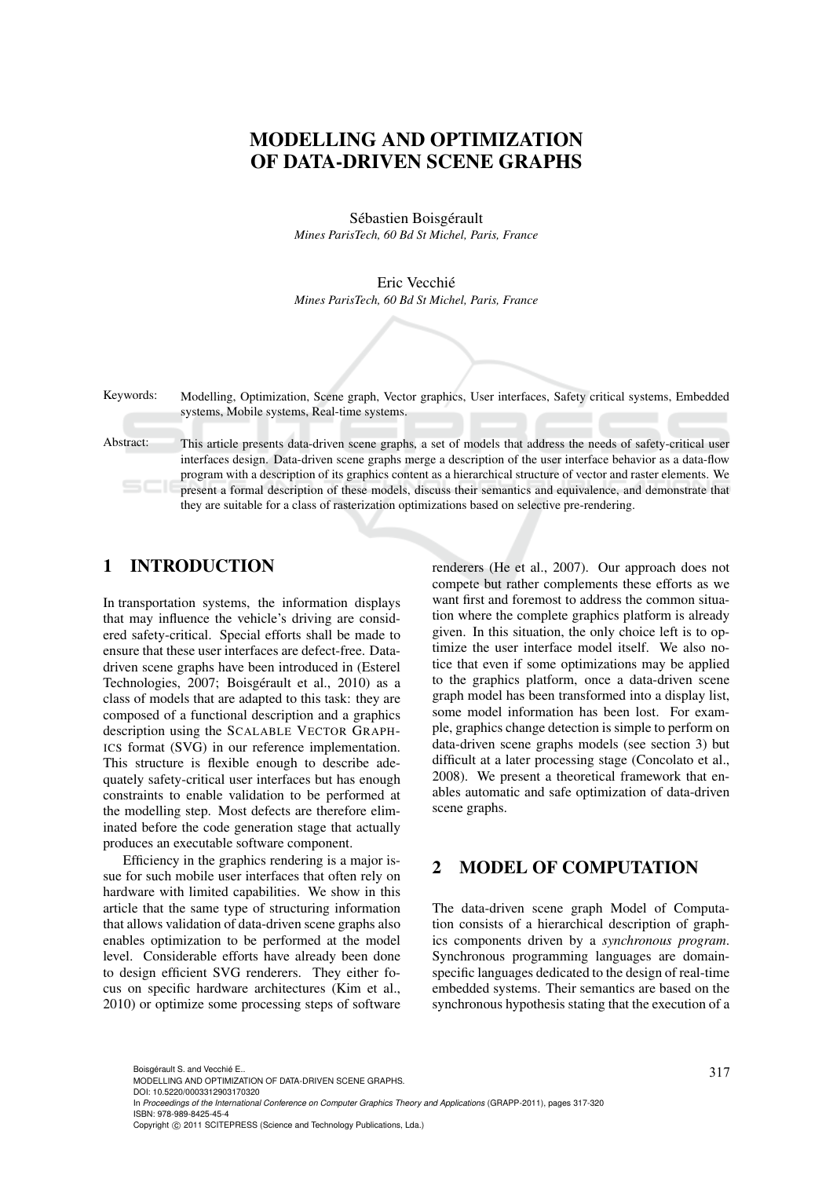# MODELLING AND OPTIMIZATION OF DATA-DRIVEN SCENE GRAPHS

Sébastien Boisgérault
*Mines ParisTech, 60 Bd St Michel, Paris, France*

Eric Vecchié
*Mines ParisTech, 60 Bd St Michel, Paris, France*

Keywords: Modelling, Optimization, Scene graph, Vector graphics, User interfaces, Safety critical systems, Embedded systems, Mobile systems, Real-time systems.

Abstract: This article presents data-driven scene graphs, a set of models that address the needs of safety-critical user interfaces design. Data-driven scene graphs merge a description of the user interface behavior as a data-flow program with a description of its graphics content as a hierarchical structure of vector and raster elements. We present a formal description of these models, discuss their semantics and equivalence, and demonstrate that they are suitable for a class of rasterization optimizations based on selective pre-rendering.

## 1 INTRODUCTION

In transportation systems, the information displays that may influence the vehicle's driving are considered safety-critical. Special efforts shall be made to ensure that these user interfaces are defect-free. Data-driven scene graphs have been introduced in (Esterel Technologies, 2007; Boisgérault et al., 2010) as a class of models that are adapted to this task: they are composed of a functional description and a graphics description using the SCALABLE VECTOR GRAPHICS format (SVG) in our reference implementation. This structure is flexible enough to describe adequately safety-critical user interfaces but has enough constraints to enable validation to be performed at the modelling step. Most defects are therefore eliminated before the code generation stage that actually produces an executable software component.

Efficiency in the graphics rendering is a major issue for such mobile user interfaces that often rely on hardware with limited capabilities. We show in this article that the same type of structuring information that allows validation of data-driven scene graphs also enables optimization to be performed at the model level. Considerable efforts have already been done to design efficient SVG renderers. They either focus on specific hardware architectures (Kim et al., 2010) or optimize some processing steps of software renderers (He et al., 2007). Our approach does not compete but rather complements these efforts as we want first and foremost to address the common situation where the complete graphics platform is already given. In this situation, the only choice left is to optimize the user interface model itself. We also notice that even if some optimizations may be applied to the graphics platform, once a data-driven scene graph model has been transformed into a display list, some model information has been lost. For example, graphics change detection is simple to perform on data-driven scene graphs models (see section 3) but difficult at a later processing stage (Concolato et al., 2008). We present a theoretical framework that enables automatic and safe optimization of data-driven scene graphs.

## 2 MODEL OF COMPUTATION

The data-driven scene graph Model of Computation consists of a hierarchical description of graphics components driven by a *synchronous program*. Synchronous programming languages are domain-specific languages dedicated to the design of real-time embedded systems. Their semantics are based on the synchronous hypothesis stating that the execution of a

Boisgérault S. and Vecchié E..
MODELLING AND OPTIMIZATION OF DATA-DRIVEN SCENE GRAPHS.
DOI: 10.5220/0003312903170320
In *Proceedings of the International Conference on Computer Graphics Theory and Applications* (GRAPP-2011), pages 317-320
ISBN: 978-989-8425-45-4
Copyright © 2011 SCITEPRESS (Science and Technology Publications, Lda.)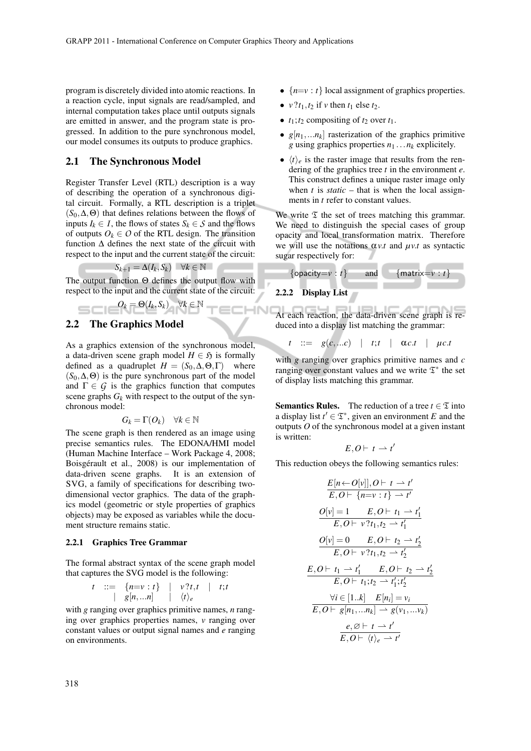program is discretely divided into atomic reactions. In a reaction cycle, input signals are read/sampled, and internal computation takes place until outputs signals are emitted in answer, and the program state is progressed. In addition to the pure synchronous model, our model consumes its outputs to produce graphics.

## 2.1 The Synchronous Model

Register Transfer Level (RTL) description is a way of describing the operation of a synchronous digital circuit. Formally, a RTL description is a triplet $(S_0, \Delta, \Theta)$ that defines relations between the flows of inputs $I_k \in \mathcal{I}$, the flows of states $S_k \in \mathcal{S}$ and the flows of outputs $O_k \in \mathcal{O}$ of the RTL design. The transition function $\Delta$ defines the next state of the circuit with respect to the input and the current state of the circuit:

$$S_{k+1} = \Delta(I_k, S_k) \quad \forall k \in \mathbb{N}$$

The output function $\Theta$ defines the output flow with respect to the input and the current state of the circuit:

$$O_k = \Theta(I_k, S_k) \quad \forall k \in \mathbb{N}$$

## 2.2 The Graphics Model

As a graphics extension of the synchronous model, a data-driven scene graph model $H \in \mathfrak{H}$ is formally defined as a quadruplet $H = (S_0, \Delta, \Theta, \Gamma)$ where $(S_0, \Delta, \Theta)$ is the pure synchronous part of the model and $\Gamma \in \mathcal{G}$ is the graphics function that computes scene graphs $G_k$ with respect to the output of the synchronous model:

$$G_k = \Gamma(O_k) \quad \forall k \in \mathbb{N}$$

The scene graph is then rendered as an image using precise semantics rules. The EDONA/HMI model (Human Machine Interface – Work Package 4, 2008; Boisgérault et al., 2008) is our implementation of data-driven scene graphs. It is an extension of SVG, a family of specifications for describing two-dimensional vector graphics. The data of the graphics model (geometric or style properties of graphics objects) may be exposed as variables while the document structure remains static.

### 2.2.1 Graphics Tree Grammar

The formal abstract syntax of the scene graph model that captures the SVG model is the following:

$$\begin{array}{rcl} t & ::= & \{n{=}v : t\} \quad | \quad v\,?\,t,t \quad | \quad t;t \\ & | & g[n,\ldots n] \quad | \quad \langle t \rangle_e \end{array}$$

with $g$ ranging over graphics primitive names, $n$ ranging over graphics properties names, $v$ ranging over constant values or output signal names and $e$ ranging on environments.

- $\{n{=}v : t\}$ local assignment of graphics properties.
- $v\,?\,t_1,t_2$ if $v$ then $t_1$ else $t_2$.
- $t_1;t_2$ compositing of $t_2$ over $t_1$.
- $g[n_1,\ldots n_k]$ rasterization of the graphics primitive $g$ using graphics properties $n_1 \ldots n_k$ explicitely.
- $\langle t \rangle_e$ is the raster image that results from the rendering of the graphics tree $t$ in the environment $e$. This construct defines a unique raster image only when $t$ is *static* – that is when the local assignments in $t$ refer to constant values.

We write $\mathfrak{T}$ the set of trees matching this grammar. We need to distinguish the special cases of group opacity and local transformation matrix. Therefore we will use the notations $\alpha v.t$ and $\mu v.t$ as syntactic sugar respectively for:

$$\{\mathsf{opacity}{=}v : t\} \qquad \text{and} \qquad \{\mathsf{matrix}{=}v : t\}$$

### 2.2.2 Display List

At each reaction, the data-driven scene graph is reduced into a display list matching the grammar:

$$t \quad ::= \quad g(c,\ldots c) \quad | \quad t;t \quad | \quad \alpha c.t \quad | \quad \mu c.t$$

with $g$ ranging over graphics primitive names and $c$ ranging over constant values and we write $\mathfrak{T}^*$ the set of display lists matching this grammar.

**Semantics Rules.** The reduction of a tree $t \in \mathfrak{T}$ into a display list $t' \in \mathfrak{T}^*$, given an environment $E$ and the outputs $O$ of the synchronous model at a given instant is written:

$$E, O \vdash t \rightharpoonup t'$$

This reduction obeys the following semantics rules:

$$\frac{E[n \leftarrow O[v]], O \vdash t \rightharpoonup t'}{E, O \vdash \{n{=}v : t\} \rightharpoonup t'}$$

$$\frac{O[v] = 1 \qquad E, O \vdash t_1 \rightharpoonup t_1'}{E, O \vdash v\,?\,t_1,t_2 \rightharpoonup t_1'}$$

$$\frac{O[v] = 0 \qquad E, O \vdash t_2 \rightharpoonup t_2'}{E, O \vdash v\,?\,t_1,t_2 \rightharpoonup t_2'}$$

$$\frac{E, O \vdash t_1 \rightharpoonup t_1' \qquad E, O \vdash t_2 \rightharpoonup t_2'}{E, O \vdash t_1;t_2 \rightharpoonup t_1';t_2'}$$

$$\frac{\forall i \in [1..k] \quad E[n_i] = v_i}{E, O \vdash g[n_1,\ldots n_k] \rightharpoonup g(v_1,\ldots v_k)}$$

$$\frac{e, \varnothing \vdash t \rightharpoonup t'}{E, O \vdash \langle t \rangle_e \rightharpoonup t'}$$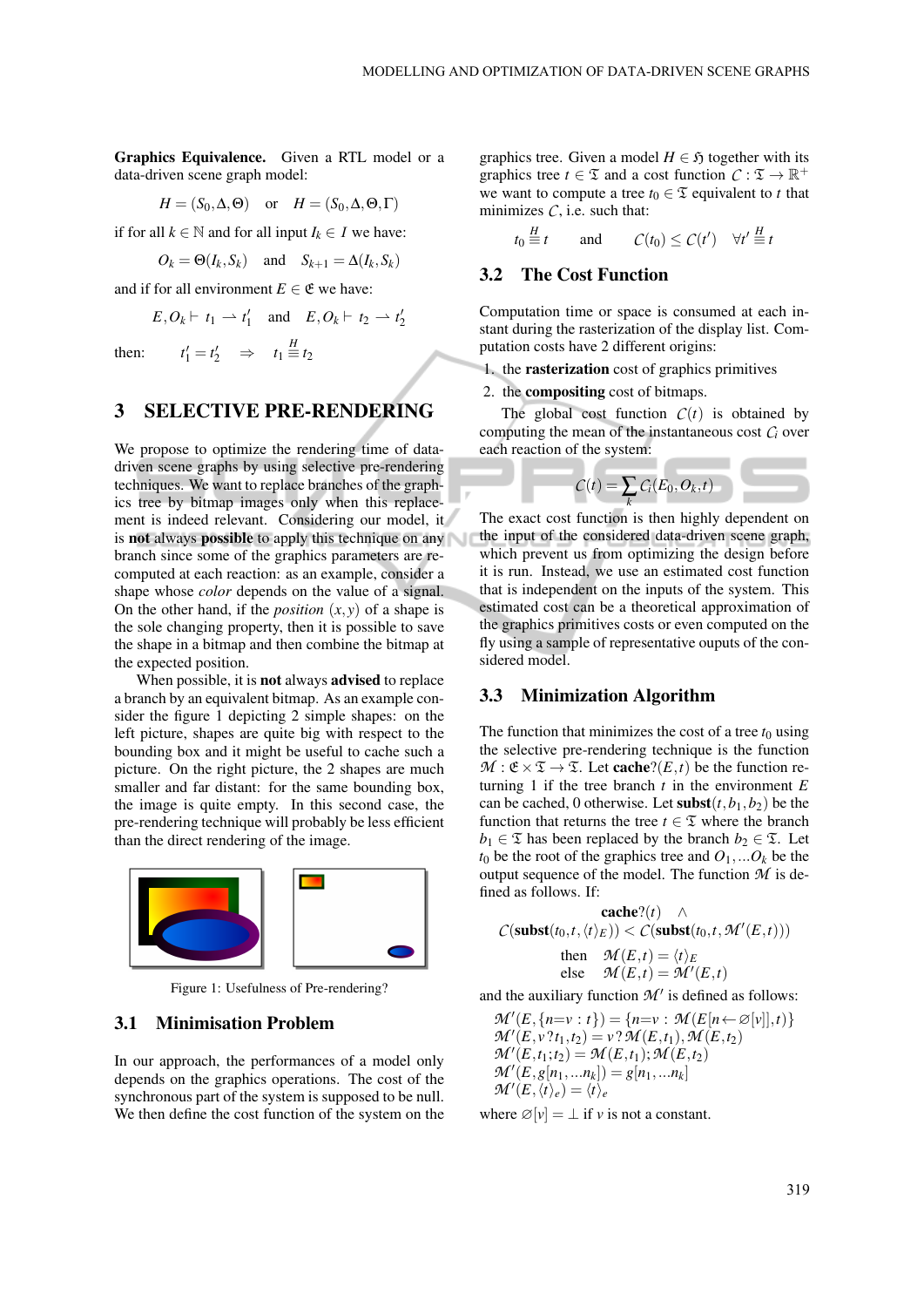**Graphics Equivalence.** Given a RTL model or a data-driven scene graph model:

$$H = (S_0, \Delta, \Theta) \quad \text{or} \quad H = (S_0, \Delta, \Theta, \Gamma)$$

if for all $k \in \mathbb{N}$ and for all input $I_k \in I$ we have:

$$O_k = \Theta(I_k, S_k) \quad \text{and} \quad S_{k+1} = \Delta(I_k, S_k)$$

and if for all environment $E \in \mathfrak{E}$ we have:

$$E, O_k \vdash t_1 \rightharpoonup t_1' \quad \text{and} \quad E, O_k \vdash t_2 \rightharpoonup t_2'$$

then: $\quad t_1' = t_2' \quad \Rightarrow \quad t_1 \stackrel{H}{\equiv} t_2$

# 3 SELECTIVE PRE-RENDERING

We propose to optimize the rendering time of data-driven scene graphs by using selective pre-rendering techniques. We want to replace branches of the graphics tree by bitmap images only when this replacement is indeed relevant. Considering our model, it is **not** always **possible** to apply this technique on any branch since some of the graphics parameters are recomputed at each reaction: as an example, consider a shape whose *color* depends on the value of a signal. On the other hand, if the *position* $(x,y)$ of a shape is the sole changing property, then it is possible to save the shape in a bitmap and then combine the bitmap at the expected position.

When possible, it is **not** always **advised** to replace a branch by an equivalent bitmap. As an example consider the figure 1 depicting 2 simple shapes: on the left picture, shapes are quite big with respect to the bounding box and it might be useful to cache such a picture. On the right picture, the 2 shapes are much smaller and far distant: for the same bounding box, the image is quite empty. In this second case, the pre-rendering technique will probably be less efficient than the direct rendering of the image.

Figure 1: Usefulness of Pre-rendering?

## 3.1 Minimisation Problem

In our approach, the performances of a model only depends on the graphics operations. The cost of the synchronous part of the system is supposed to be null. We then define the cost function of the system on the graphics tree. Given a model $H \in \mathfrak{H}$ together with its graphics tree $t \in \mathfrak{T}$ and a cost function $\mathcal{C} : \mathfrak{T} \to \mathbb{R}^+$ we want to compute a tree $t_0 \in \mathfrak{T}$ equivalent to $t$ that minimizes $\mathcal{C}$, i.e. such that:

$$t_0 \stackrel{H}{\equiv} t \qquad \text{and} \qquad \mathcal{C}(t_0) \leq \mathcal{C}(t') \quad \forall t' \stackrel{H}{\equiv} t$$

## 3.2 The Cost Function

Computation time or space is consumed at each instant during the rasterization of the display list. Computation costs have 2 different origins:

1. the **rasterization** cost of graphics primitives
2. the **compositing** cost of bitmaps.

The global cost function $\mathcal{C}(t)$ is obtained by computing the mean of the instantaneous cost $\mathcal{C}_i$ over each reaction of the system:

$$\mathcal{C}(t) = \sum_k \mathcal{C}_i(E_0, O_k, t)$$

The exact cost function is then highly dependent on the input of the considered data-driven scene graph, which prevent us from optimizing the design before it is run. Instead, we use an estimated cost function that is independent on the inputs of the system. This estimated cost can be a theoretical approximation of the graphics primitives costs or even computed on the fly using a sample of representative ouputs of the considered model.

## 3.3 Minimization Algorithm

The function that minimizes the cost of a tree $t_0$ using the selective pre-rendering technique is the function $\mathcal{M} : \mathfrak{E} \times \mathfrak{T} \to \mathfrak{T}$. Let $\textbf{cache?}(E,t)$ be the function returning 1 if the tree branch $t$ in the environment $E$ can be cached, 0 otherwise. Let $\textbf{subst}(t, b_1, b_2)$ be the function that returns the tree $t \in \mathfrak{T}$ where the branch $b_1 \in \mathfrak{T}$ has been replaced by the branch $b_2 \in \mathfrak{T}$. Let $t_0$ be the root of the graphics tree and $O_1, \ldots O_k$ be the output sequence of the model. The function $\mathcal{M}$ is defined as follows. If:

$$\textbf{cache?}(t) \quad \wedge$$
$$\mathcal{C}(\textbf{subst}(t_0, t, \langle t \rangle_E)) < \mathcal{C}(\textbf{subst}(t_0, t, \mathcal{M}'(E,t)))$$

$$\text{then} \quad \mathcal{M}(E,t) = \langle t \rangle_E$$
$$\text{else} \quad \mathcal{M}(E,t) = \mathcal{M}'(E,t)$$

and the auxiliary function $\mathcal{M}'$ is defined as follows:

$$\mathcal{M}'(E, \{n{=}v : t\}) = \{n{=}v : \mathcal{M}(E[n \leftarrow \varnothing[v]], t)\}$$
$$\mathcal{M}'(E, v\,?\,t_1, t_2) = v\,?\,\mathcal{M}(E,t_1), \mathcal{M}(E,t_2)$$
$$\mathcal{M}'(E, t_1; t_2) = \mathcal{M}(E,t_1); \mathcal{M}(E,t_2)$$
$$\mathcal{M}'(E, g[n_1, \ldots n_k]) = g[n_1, \ldots n_k]$$
$$\mathcal{M}'(E, \langle t \rangle_e) = \langle t \rangle_e$$

where $\varnothing[v] = \perp$ if $v$ is not a constant.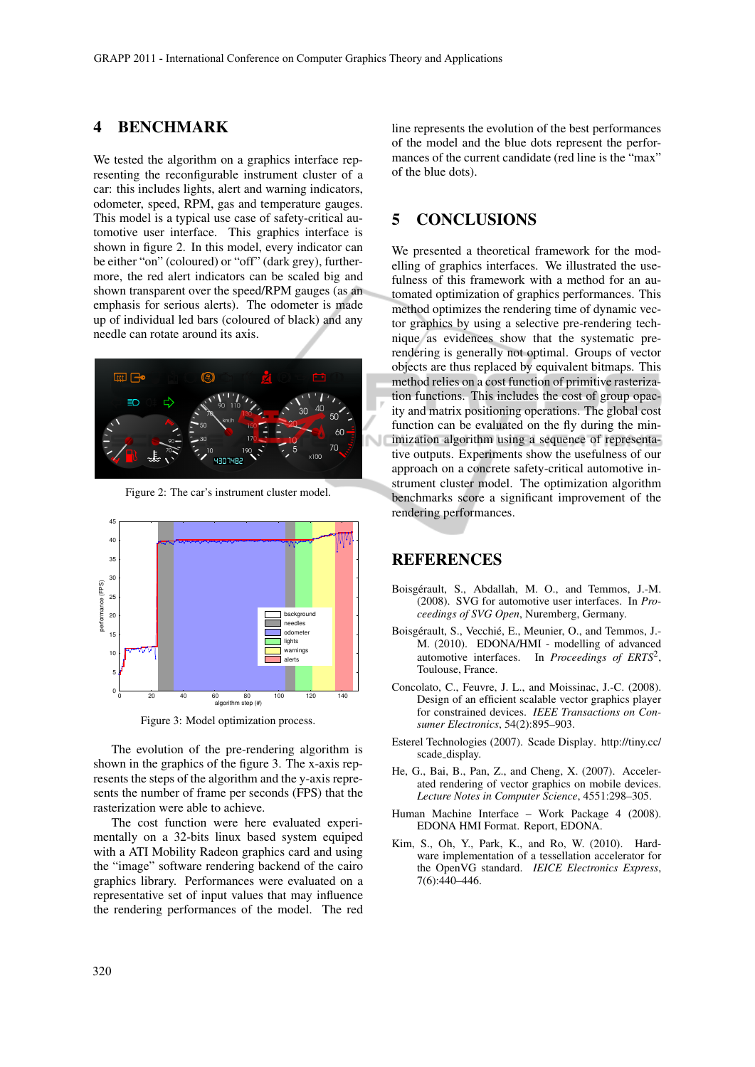## 4 BENCHMARK

We tested the algorithm on a graphics interface representing the reconfigurable instrument cluster of a car: this includes lights, alert and warning indicators, odometer, speed, RPM, gas and temperature gauges. This model is a typical use case of safety-critical automotive user interface. This graphics interface is shown in figure 2. In this model, every indicator can be either "on" (coloured) or "off" (dark grey), furthermore, the red alert indicators can be scaled big and shown transparent over the speed/RPM gauges (as an emphasis for serious alerts). The odometer is made up of individual led bars (coloured of black) and any needle can rotate around its axis.

Figure 2: The car's instrument cluster model.

45
40
35
30
25
20
15
10
5
0
performance (FPS)
0 20 40 60 80 100 120 140
algorithm step (#)
background
needles
odometer
lights
warnings
alerts

Figure 3: Model optimization process.

The evolution of the pre-rendering algorithm is shown in the graphics of the figure 3. The x-axis represents the steps of the algorithm and the y-axis represents the number of frame per seconds (FPS) that the rasterization were able to achieve.

The cost function were here evaluated experimentally on a 32-bits linux based system equiped with a ATI Mobility Radeon graphics card and using the "image" software rendering backend of the cairo graphics library. Performances were evaluated on a representative set of input values that may influence the rendering performances of the model. The red line represents the evolution of the best performances of the model and the blue dots represent the performances of the current candidate (red line is the "max" of the blue dots).

## 5 CONCLUSIONS

We presented a theoretical framework for the modelling of graphics interfaces. We illustrated the usefulness of this framework with a method for an automated optimization of graphics performances. This method optimizes the rendering time of dynamic vector graphics by using a selective pre-rendering technique as evidences show that the systematic pre-rendering is generally not optimal. Groups of vector objects are thus replaced by equivalent bitmaps. This method relies on a cost function of primitive rasterization functions. This includes the cost of group opacity and matrix positioning operations. The global cost function can be evaluated on the fly during the minimization algorithm using a sequence of representative outputs. Experiments show the usefulness of our approach on a concrete safety-critical automotive instrument cluster model. The optimization algorithm benchmarks score a significant improvement of the rendering performances.

## REFERENCES

Boisgérault, S., Abdallah, M. O., and Temmos, J.-M. (2008). SVG for automotive user interfaces. In *Proceedings of SVG Open*, Nuremberg, Germany.

Boisgérault, S., Vecchié, E., Meunier, O., and Temmos, J.-M. (2010). EDONA/HMI - modelling of advanced automotive interfaces. In *Proceedings of ERTS$^2$*, Toulouse, France.

Concolato, C., Feuvre, J. L., and Moissinac, J.-C. (2008). Design of an efficient scalable vector graphics player for constrained devices. *IEEE Transactions on Consumer Electronics*, 54(2):895–903.

Esterel Technologies (2007). Scade Display. http://tiny.cc/scade_display.

He, G., Bai, B., Pan, Z., and Cheng, X. (2007). Accelerated rendering of vector graphics on mobile devices. *Lecture Notes in Computer Science*, 4551:298–305.

Human Machine Interface – Work Package 4 (2008). EDONA HMI Format. Report, EDONA.

Kim, S., Oh, Y., Park, K., and Ro, W. (2010). Hardware implementation of a tessellation accelerator for the OpenVG standard. *IEICE Electronics Express*, 7(6):440–446.